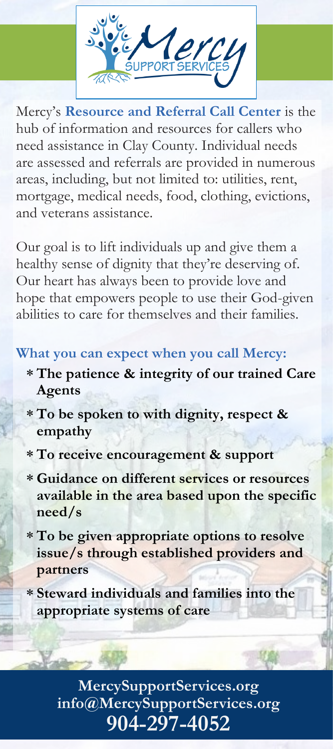Mercy SUPPORT SERVICES

Mercy's **Resource and Referral Call Center** is the hub of information and resources for callers who need assistance in Clay County. Individual needs are assessed and referrals are provided in numerous areas, including, but not limited to: utilities, rent, mortgage, medical needs, food, clothing, evictions, and veterans assistance.

Our goal is to lift individuals up and give them a healthy sense of dignity that they're deserving of. Our heart has always been to provide love and hope that empowers people to use their God-given abilities to care for themselves and their families.

**What you can expect when you call Mercy:**

- **The patience & integrity of our trained Care Agents**
- **To be spoken to with dignity, respect & empathy**
- **To receive encouragement & support**
- **Guidance on different services or resources available in the area based upon the specific need/s**
- **To be given appropriate options to resolve issue/s through established providers and partners**
- **Steward individuals and families into the appropriate systems of care**

**MercySupportServices.org**
**info@MercySupportServices.org**
**904-297-4052**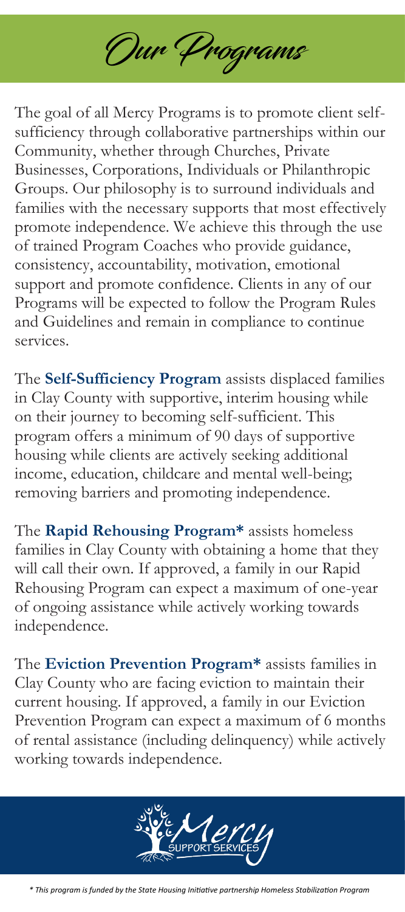# Our Programs

The goal of all Mercy Programs is to promote client self-sufficiency through collaborative partnerships within our Community, whether through Churches, Private Businesses, Corporations, Individuals or Philanthropic Groups. Our philosophy is to surround individuals and families with the necessary supports that most effectively promote independence. We achieve this through the use of trained Program Coaches who provide guidance, consistency, accountability, motivation, emotional support and promote confidence. Clients in any of our Programs will be expected to follow the Program Rules and Guidelines and remain in compliance to continue services.

The **Self-Sufficiency Program** assists displaced families in Clay County with supportive, interim housing while on their journey to becoming self-sufficient. This program offers a minimum of 90 days of supportive housing while clients are actively seeking additional income, education, childcare and mental well-being; removing barriers and promoting independence.

The **Rapid Rehousing Program*** assists homeless families in Clay County with obtaining a home that they will call their own. If approved, a family in our Rapid Rehousing Program can expect a maximum of one-year of ongoing assistance while actively working towards independence.

The **Eviction Prevention Program*** assists families in Clay County who are facing eviction to maintain their current housing. If approved, a family in our Eviction Prevention Program can expect a maximum of 6 months of rental assistance (including delinquency) while actively working towards independence.

Mercy SUPPORT SERVICES

*\* This program is funded by the State Housing Initiative partnership Homeless Stabilization Program*